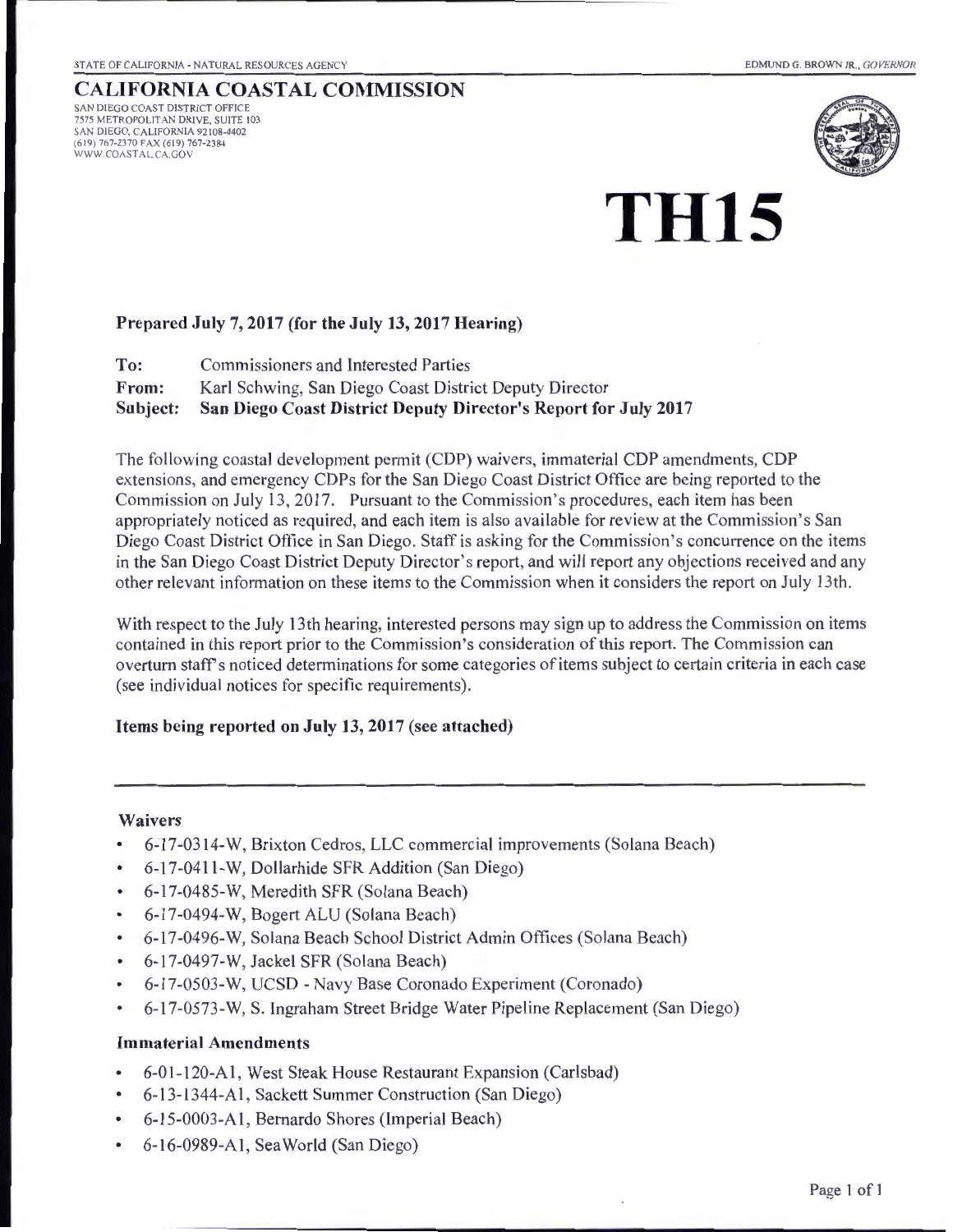STATE OF CALIFORNIA - NATURAL RESOURCES AGENCY

EDMUND G. BROWN JR., *GOVERNOR*

# CALIFORNIA COASTAL COMMISSION

SAN DIEGO COAST DISTRICT OFFICE
7575 METROPOLITAN DRIVE, SUITE 103
SAN DIEGO, CALIFORNIA 92108-4402
(619) 767-2370 FAX (619) 767-2384
WWW.COASTAL.CA.GOV

# TH15

**Prepared July 7, 2017 (for the July 13, 2017 Hearing)**

**To:** Commissioners and Interested Parties
**From:** Karl Schwing, San Diego Coast District Deputy Director
**Subject: San Diego Coast District Deputy Director's Report for July 2017**

The following coastal development permit (CDP) waivers, immaterial CDP amendments, CDP extensions, and emergency CDPs for the San Diego Coast District Office are being reported to the Commission on July 13, 2017. Pursuant to the Commission's procedures, each item has been appropriately noticed as required, and each item is also available for review at the Commission's San Diego Coast District Office in San Diego. Staff is asking for the Commission's concurrence on the items in the San Diego Coast District Deputy Director's report, and will report any objections received and any other relevant information on these items to the Commission when it considers the report on July 13th.

With respect to the July 13th hearing, interested persons may sign up to address the Commission on items contained in this report prior to the Commission's consideration of this report. The Commission can overturn staff's noticed determinations for some categories of items subject to certain criteria in each case (see individual notices for specific requirements).

**Items being reported on July 13, 2017 (see attached)**

---

### Waivers

- 6-17-0314-W, Brixton Cedros, LLC commercial improvements (Solana Beach)
- 6-17-0411-W, Dollarhide SFR Addition (San Diego)
- 6-17-0485-W, Meredith SFR (Solana Beach)
- 6-17-0494-W, Bogert ALU (Solana Beach)
- 6-17-0496-W, Solana Beach School District Admin Offices (Solana Beach)
- 6-17-0497-W, Jackel SFR (Solana Beach)
- 6-17-0503-W, UCSD - Navy Base Coronado Experiment (Coronado)
- 6-17-0573-W, S. Ingraham Street Bridge Water Pipeline Replacement (San Diego)

### Immaterial Amendments

- 6-01-120-A1, West Steak House Restaurant Expansion (Carlsbad)
- 6-13-1344-A1, Sackett Summer Construction (San Diego)
- 6-15-0003-A1, Bernardo Shores (Imperial Beach)
- 6-16-0989-A1, SeaWorld (San Diego)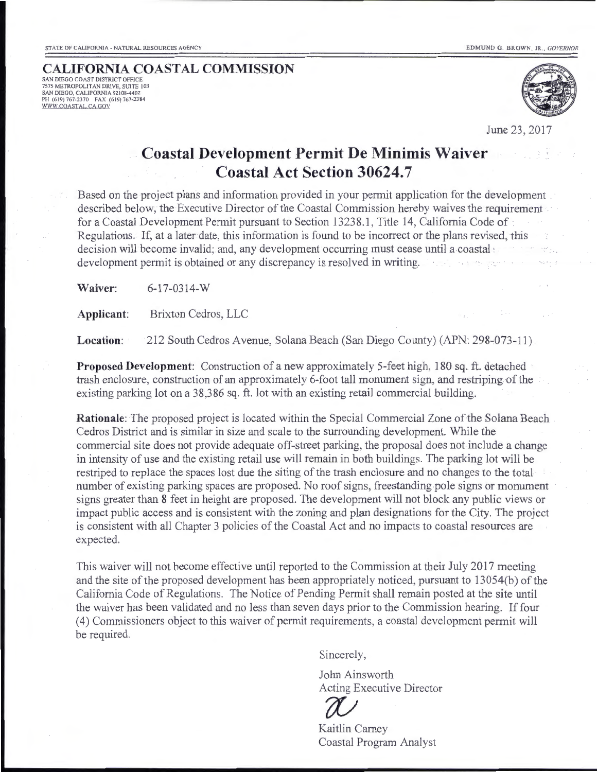STATE OF CALIFORNIA - NATURAL RESOURCES AGENCY

EDMUND G. BROWN, JR., *GOVERNOR*

**CALIFORNIA COASTAL COMMISSION**

SAN DIEGO COAST DISTRICT OFFICE
7575 METROPOLITAN DRIVE, SUITE 103
SAN DIEGO, CALIFORNIA 92108-4402
PH (619) 767-2370 FAX (619) 767-2384
WWW.COASTAL.CA.GOV

June 23, 2017

# Coastal Development Permit De Minimis Waiver
## Coastal Act Section 30624.7

Based on the project plans and information provided in your permit application for the development described below, the Executive Director of the Coastal Commission hereby waives the requirement for a Coastal Development Permit pursuant to Section 13238.1, Title 14, California Code of Regulations. If, at a later date, this information is found to be incorrect or the plans revised, this decision will become invalid; and, any development occurring must cease until a coastal development permit is obtained or any discrepancy is resolved in writing.

**Waiver:** 6-17-0314-W

**Applicant:** Brixton Cedros, LLC

**Location:** 212 South Cedros Avenue, Solana Beach (San Diego County) (APN: 298-073-11)

**Proposed Development**: Construction of a new approximately 5-feet high, 180 sq. ft. detached trash enclosure, construction of an approximately 6-foot tall monument sign, and restriping of the existing parking lot on a 38,386 sq. ft. lot with an existing retail commercial building.

**Rationale**: The proposed project is located within the Special Commercial Zone of the Solana Beach Cedros District and is similar in size and scale to the surrounding development. While the commercial site does not provide adequate off-street parking, the proposal does not include a change in intensity of use and the existing retail use will remain in both buildings. The parking lot will be restriped to replace the spaces lost due the siting of the trash enclosure and no changes to the total number of existing parking spaces are proposed. No roof signs, freestanding pole signs or monument signs greater than 8 feet in height are proposed. The development will not block any public views or impact public access and is consistent with the zoning and plan designations for the City. The project is consistent with all Chapter 3 policies of the Coastal Act and no impacts to coastal resources are expected.

This waiver will not become effective until reported to the Commission at their July 2017 meeting and the site of the proposed development has been appropriately noticed, pursuant to 13054(b) of the California Code of Regulations. The Notice of Pending Permit shall remain posted at the site until the waiver has been validated and no less than seven days prior to the Commission hearing. If four (4) Commissioners object to this waiver of permit requirements, a coastal development permit will be required.

Sincerely,

John Ainsworth
Acting Executive Director

Kaitlin Carney
Coastal Program Analyst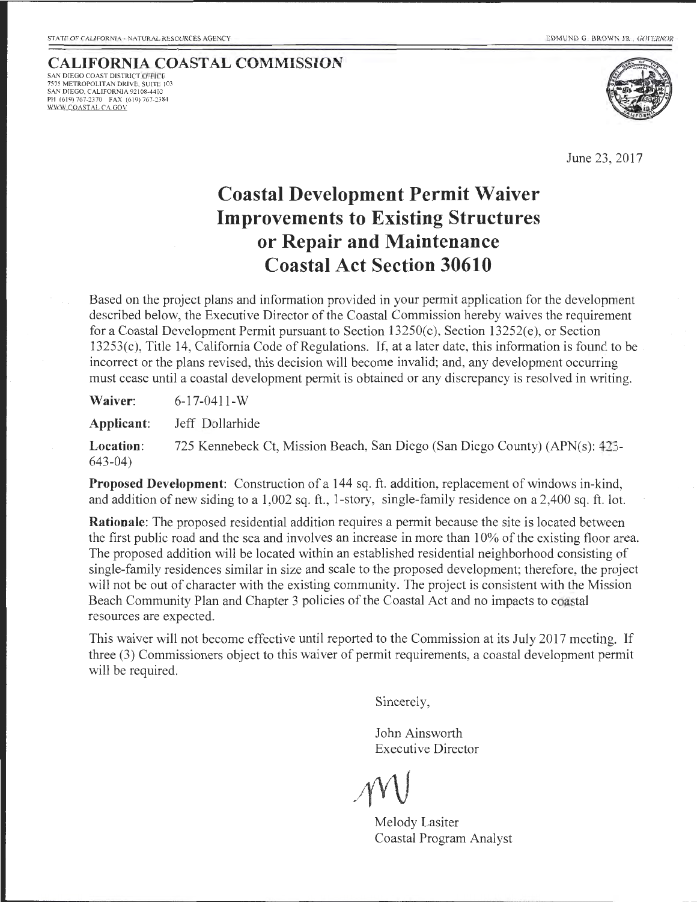STATE OF CALIFORNIA - NATURAL RESOURCES AGENCY

EDMUND G. BROWN JR., GOVERNOR

**CALIFORNIA COASTAL COMMISSION**

SAN DIEGO COAST DISTRICT OFFICE
7575 METROPOLITAN DRIVE, SUITE 103
SAN DIEGO, CALIFORNIA 92108-4402
PH (619) 767-2370 FAX (619) 767-2384
WWW.COASTAL.CA.GOV

June 23, 2017

# Coastal Development Permit Waiver Improvements to Existing Structures or Repair and Maintenance Coastal Act Section 30610

Based on the project plans and information provided in your permit application for the development described below, the Executive Director of the Coastal Commission hereby waives the requirement for a Coastal Development Permit pursuant to Section 13250(c), Section 13252(e), or Section 13253(c), Title 14, California Code of Regulations. If, at a later date, this information is found to be incorrect or the plans revised, this decision will become invalid; and, any development occurring must cease until a coastal development permit is obtained or any discrepancy is resolved in writing.

**Waiver:** 6-17-0411-W

**Applicant:** Jeff Dollarhide

**Location:** 725 Kennebeck Ct, Mission Beach, San Diego (San Diego County) (APN(s): 423-643-04)

**Proposed Development**: Construction of a 144 sq. ft. addition, replacement of windows in-kind, and addition of new siding to a 1,002 sq. ft., 1-story, single-family residence on a 2,400 sq. ft. lot.

**Rationale**: The proposed residential addition requires a permit because the site is located between the first public road and the sea and involves an increase in more than 10% of the existing floor area. The proposed addition will be located within an established residential neighborhood consisting of single-family residences similar in size and scale to the proposed development; therefore, the project will not be out of character with the existing community. The project is consistent with the Mission Beach Community Plan and Chapter 3 policies of the Coastal Act and no impacts to coastal resources are expected.

This waiver will not become effective until reported to the Commission at its July 2017 meeting. If three (3) Commissioners object to this waiver of permit requirements, a coastal development permit will be required.

Sincerely,

John Ainsworth
Executive Director

Melody Lasiter
Coastal Program Analyst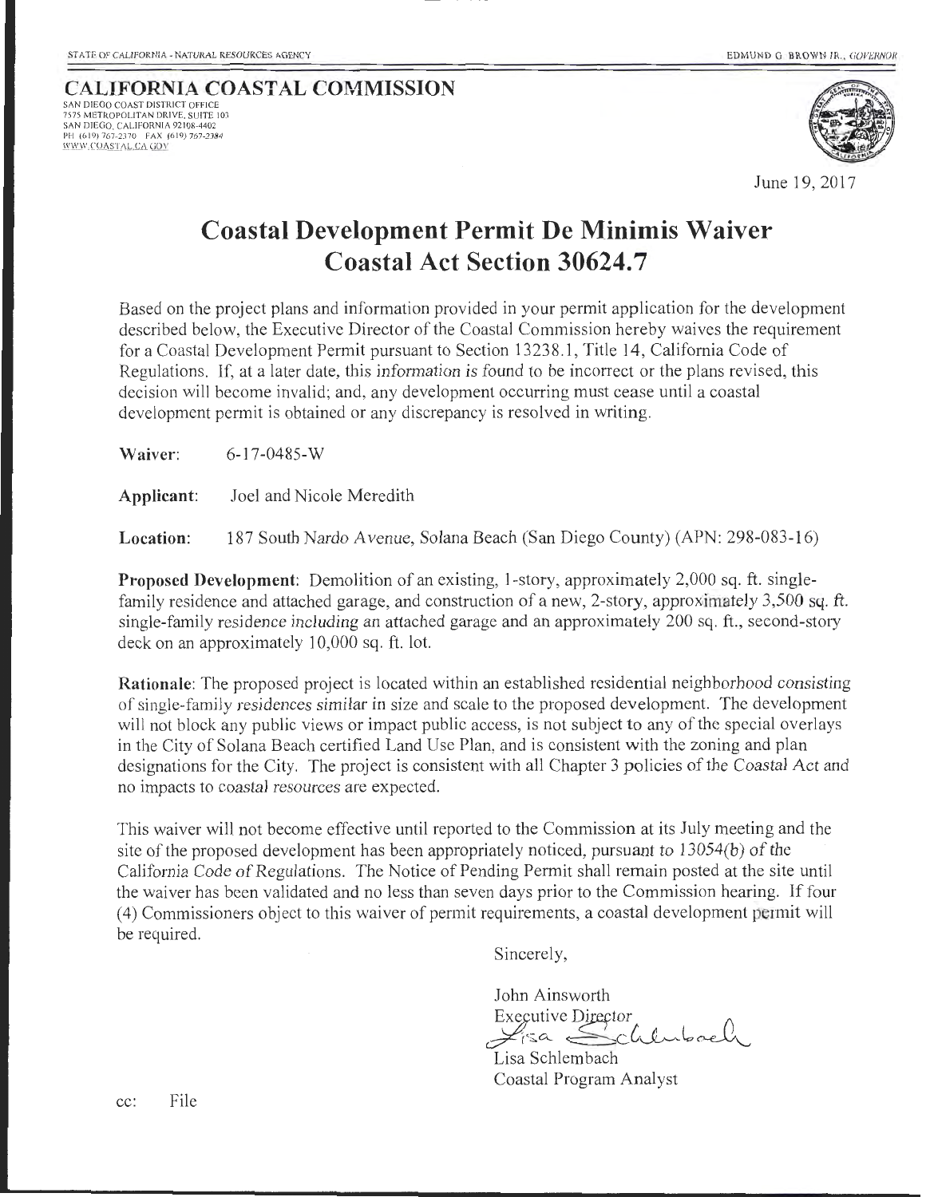STATE OF CALIFORNIA - NATURAL RESOURCES AGENCY

EDMUND G. BROWN JR., GOVERNOR

**CALIFORNIA COASTAL COMMISSION**
SAN DIEGO COAST DISTRICT OFFICE
7575 METROPOLITAN DRIVE, SUITE 103
SAN DIEGO, CALIFORNIA 92108-4402
PH (619) 767-2370 FAX (619) 767-2384
WWW.COASTAL.CA.GOV

June 19, 2017

# Coastal Development Permit De Minimis Waiver
# Coastal Act Section 30624.7

Based on the project plans and information provided in your permit application for the development described below, the Executive Director of the Coastal Commission hereby waives the requirement for a Coastal Development Permit pursuant to Section 13238.1, Title 14, California Code of Regulations. If, at a later date, this information is found to be incorrect or the plans revised, this decision will become invalid; and, any development occurring must cease until a coastal development permit is obtained or any discrepancy is resolved in writing.

**Waiver:** 6-17-0485-W

**Applicant:** Joel and Nicole Meredith

**Location:** 187 South Nardo Avenue, Solana Beach (San Diego County) (APN: 298-083-16)

**Proposed Development**: Demolition of an existing, 1-story, approximately 2,000 sq. ft. single-family residence and attached garage, and construction of a new, 2-story, approximately 3,500 sq. ft. single-family residence including an attached garage and an approximately 200 sq. ft., second-story deck on an approximately 10,000 sq. ft. lot.

**Rationale**: The proposed project is located within an established residential neighborhood consisting of single-family residences similar in size and scale to the proposed development. The development will not block any public views or impact public access, is not subject to any of the special overlays in the City of Solana Beach certified Land Use Plan, and is consistent with the zoning and plan designations for the City. The project is consistent with all Chapter 3 policies of the Coastal Act and no impacts to coastal resources are expected.

This waiver will not become effective until reported to the Commission at its July meeting and the site of the proposed development has been appropriately noticed, pursuant to 13054(b) of the California Code of Regulations. The Notice of Pending Permit shall remain posted at the site until the waiver has been validated and no less than seven days prior to the Commission hearing. If four (4) Commissioners object to this waiver of permit requirements, a coastal development permit will be required.

Sincerely,

John Ainsworth
Executive Director

Lisa Schlembach
Coastal Program Analyst

cc: File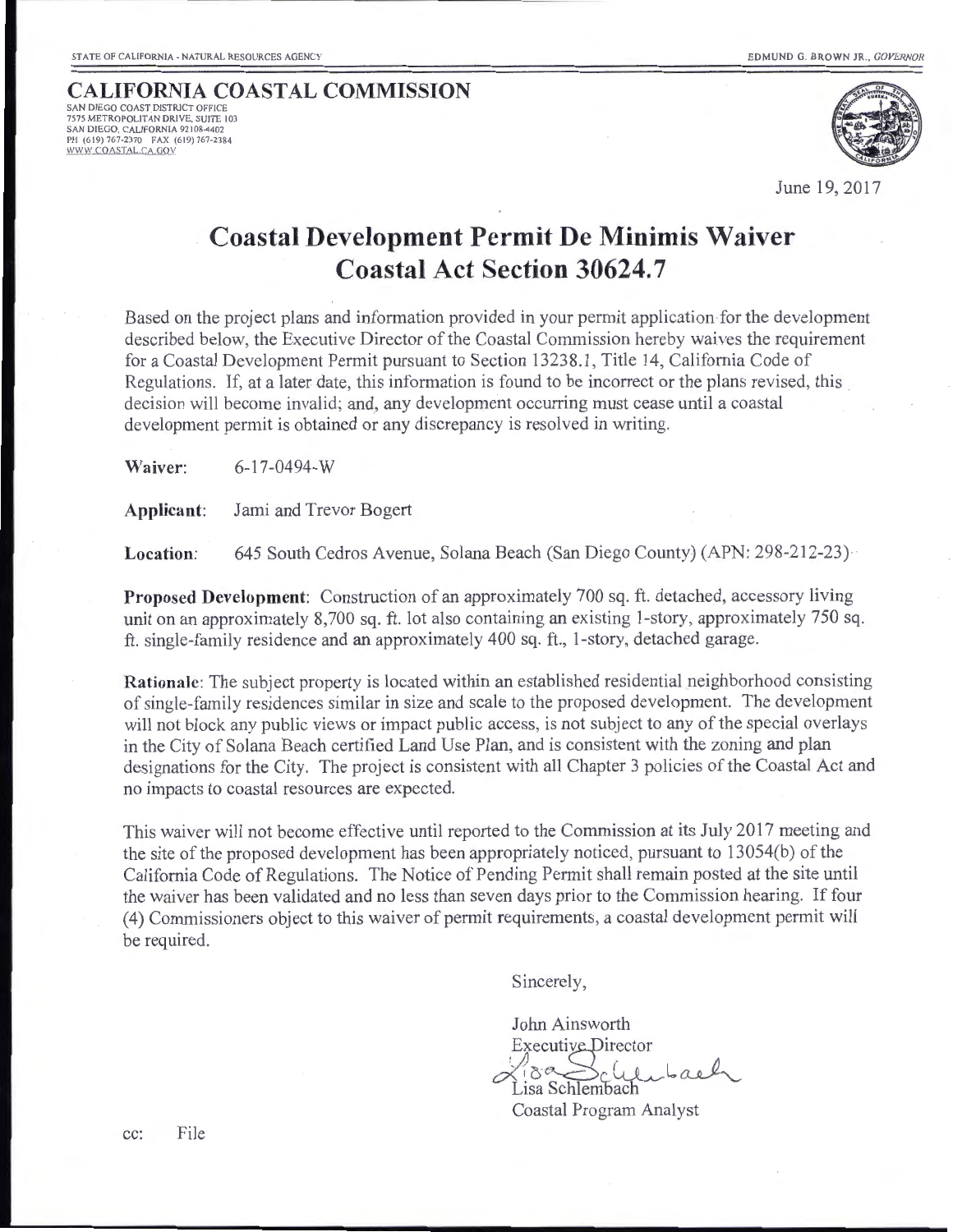STATE OF CALIFORNIA - NATURAL RESOURCES AGENCY

EDMUND G. BROWN JR., *GOVERNOR*

**CALIFORNIA COASTAL COMMISSION**
SAN DIEGO COAST DISTRICT OFFICE
7575 METROPOLITAN DRIVE, SUITE 103
SAN DIEGO, CALIFORNIA 92108-4402
PH (619) 767-2370 FAX (619) 767-2384
WWW.COASTAL.CA.GOV

June 19, 2017

# Coastal Development Permit De Minimis Waiver Coastal Act Section 30624.7

Based on the project plans and information provided in your permit application for the development described below, the Executive Director of the Coastal Commission hereby waives the requirement for a Coastal Development Permit pursuant to Section 13238.1, Title 14, California Code of Regulations. If, at a later date, this information is found to be incorrect or the plans revised, this decision will become invalid; and, any development occurring must cease until a coastal development permit is obtained or any discrepancy is resolved in writing.

**Waiver:** 6-17-0494-W

**Applicant:** Jami and Trevor Bogert

**Location:** 645 South Cedros Avenue, Solana Beach (San Diego County) (APN: 298-212-23)

**Proposed Development:** Construction of an approximately 700 sq. ft. detached, accessory living unit on an approximately 8,700 sq. ft. lot also containing an existing 1-story, approximately 750 sq. ft. single-family residence and an approximately 400 sq. ft., 1-story, detached garage.

**Rationale:** The subject property is located within an established residential neighborhood consisting of single-family residences similar in size and scale to the proposed development. The development will not block any public views or impact public access, is not subject to any of the special overlays in the City of Solana Beach certified Land Use Plan, and is consistent with the zoning and plan designations for the City. The project is consistent with all Chapter 3 policies of the Coastal Act and no impacts to coastal resources are expected.

This waiver will not become effective until reported to the Commission at its July 2017 meeting and the site of the proposed development has been appropriately noticed, pursuant to 13054(b) of the California Code of Regulations. The Notice of Pending Permit shall remain posted at the site until the waiver has been validated and no less than seven days prior to the Commission hearing. If four (4) Commissioners object to this waiver of permit requirements, a coastal development permit will be required.

Sincerely,

John Ainsworth
Executive Director

Lisa Schlembach
Coastal Program Analyst

cc: File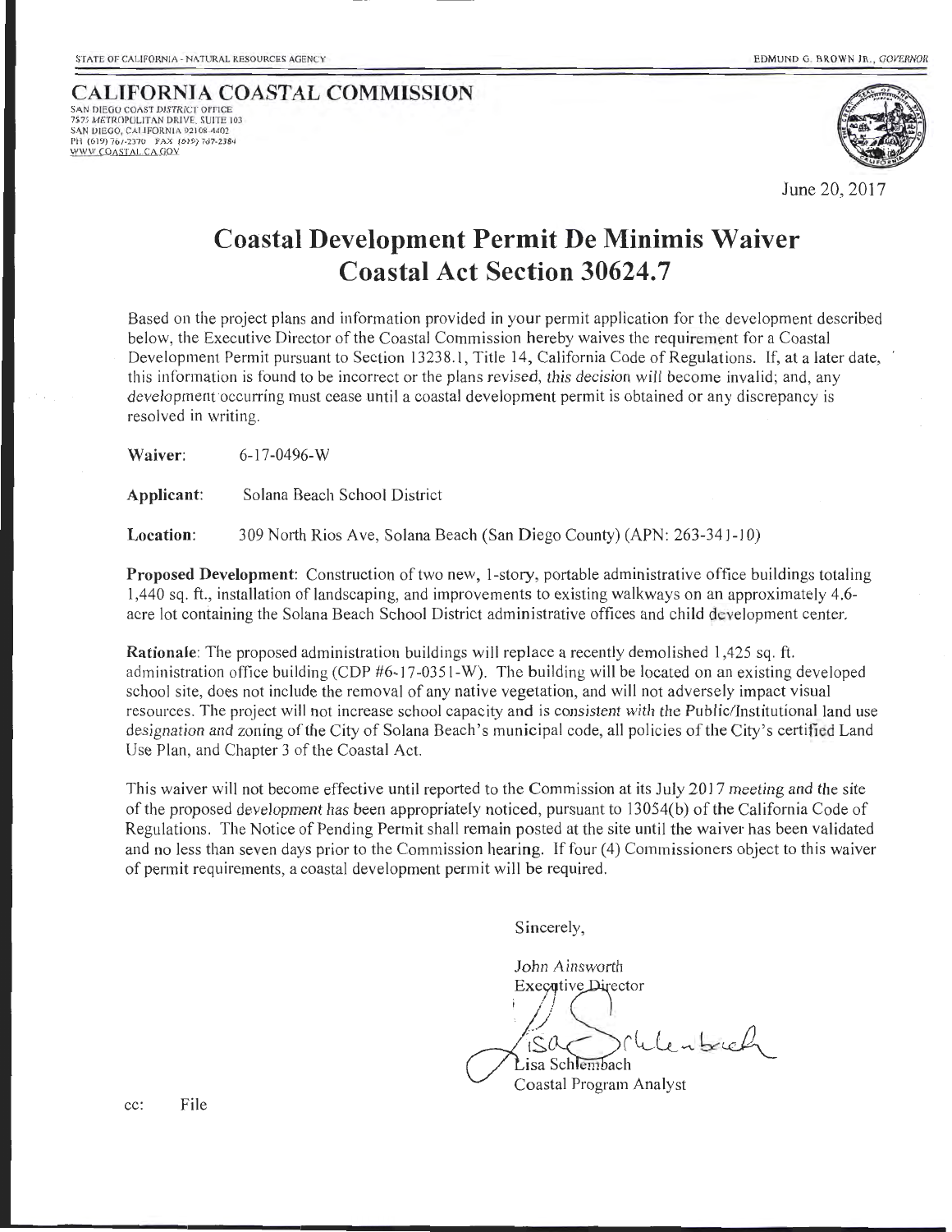STATE OF CALIFORNIA - NATURAL RESOURCES AGENCY

EDMUND G. BROWN JR., *GOVERNOR*

**CALIFORNIA COASTAL COMMISSION**
SAN DIEGO COAST DISTRICT OFFICE
7575 METROPOLITAN DRIVE, SUITE 103
SAN DIEGO, CALIFORNIA 92108-4402
PH (619) 767-2370 FAX (619) 767-2384
WWW.COASTAL.CA.GOV

June 20, 2017

# Coastal Development Permit De Minimis Waiver
# Coastal Act Section 30624.7

Based on the project plans and information provided in your permit application for the development described below, the Executive Director of the Coastal Commission hereby waives the requirement for a Coastal Development Permit pursuant to Section 13238.1, Title 14, California Code of Regulations. If, at a later date, this information is found to be incorrect or the plans revised, this decision will become invalid; and, any development occurring must cease until a coastal development permit is obtained or any discrepancy is resolved in writing.

**Waiver:** 6-17-0496-W

**Applicant:** Solana Beach School District

**Location:** 309 North Rios Ave, Solana Beach (San Diego County) (APN: 263-341-10)

**Proposed Development**: Construction of two new, 1-story, portable administrative office buildings totaling 1,440 sq. ft., installation of landscaping, and improvements to existing walkways on an approximately 4.6-acre lot containing the Solana Beach School District administrative offices and child development center.

**Rationale**: The proposed administration buildings will replace a recently demolished 1,425 sq. ft. administration office building (CDP #6-17-0351-W). The building will be located on an existing developed school site, does not include the removal of any native vegetation, and will not adversely impact visual resources. The project will not increase school capacity and is consistent with the Public/Institutional land use designation and zoning of the City of Solana Beach's municipal code, all policies of the City's certified Land Use Plan, and Chapter 3 of the Coastal Act.

This waiver will not become effective until reported to the Commission at its July 2017 meeting and the site of the proposed development has been appropriately noticed, pursuant to 13054(b) of the California Code of Regulations. The Notice of Pending Permit shall remain posted at the site until the waiver has been validated and no less than seven days prior to the Commission hearing. If four (4) Commissioners object to this waiver of permit requirements, a coastal development permit will be required.

Sincerely,

John Ainsworth
Executive Director

Lisa Schlembach
Coastal Program Analyst

cc: File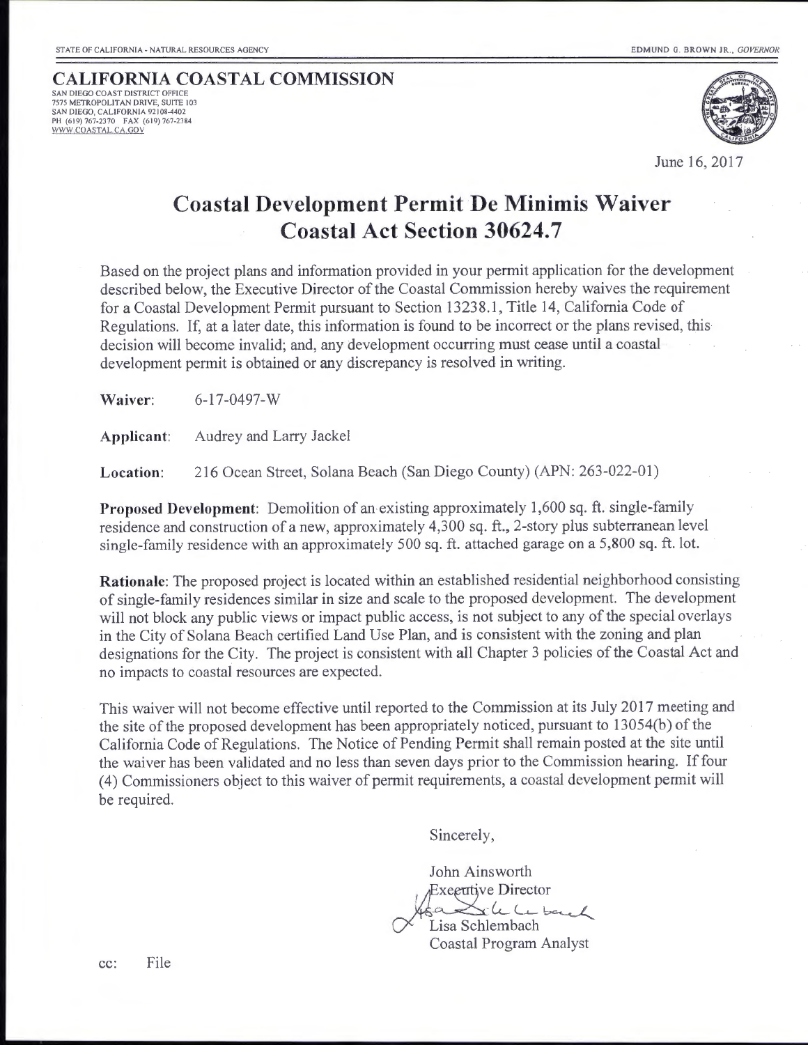STATE OF CALIFORNIA - NATURAL RESOURCES AGENCY

EDMUND G. BROWN JR., *GOVERNOR*

**CALIFORNIA COASTAL COMMISSION**
SAN DIEGO COAST DISTRICT OFFICE
7575 METROPOLITAN DRIVE, SUITE 103
SAN DIEGO, CALIFORNIA 92108-4402
PH (619) 767-2370 FAX (619) 767-2384
WWW.COASTAL.CA.GOV

June 16, 2017

# Coastal Development Permit De Minimis Waiver Coastal Act Section 30624.7

Based on the project plans and information provided in your permit application for the development described below, the Executive Director of the Coastal Commission hereby waives the requirement for a Coastal Development Permit pursuant to Section 13238.1, Title 14, California Code of Regulations. If, at a later date, this information is found to be incorrect or the plans revised, this decision will become invalid; and, any development occurring must cease until a coastal development permit is obtained or any discrepancy is resolved in writing.

**Waiver**: 6-17-0497-W

**Applicant**: Audrey and Larry Jackel

**Location**: 216 Ocean Street, Solana Beach (San Diego County) (APN: 263-022-01)

**Proposed Development**: Demolition of an existing approximately 1,600 sq. ft. single-family residence and construction of a new, approximately 4,300 sq. ft., 2-story plus subterranean level single-family residence with an approximately 500 sq. ft. attached garage on a 5,800 sq. ft. lot.

**Rationale**: The proposed project is located within an established residential neighborhood consisting of single-family residences similar in size and scale to the proposed development. The development will not block any public views or impact public access, is not subject to any of the special overlays in the City of Solana Beach certified Land Use Plan, and is consistent with the zoning and plan designations for the City. The project is consistent with all Chapter 3 policies of the Coastal Act and no impacts to coastal resources are expected.

This waiver will not become effective until reported to the Commission at its July 2017 meeting and the site of the proposed development has been appropriately noticed, pursuant to 13054(b) of the California Code of Regulations. The Notice of Pending Permit shall remain posted at the site until the waiver has been validated and no less than seven days prior to the Commission hearing. If four (4) Commissioners object to this waiver of permit requirements, a coastal development permit will be required.

Sincerely,

John Ainsworth
Executive Director

Lisa Schlembach
Coastal Program Analyst

cc: File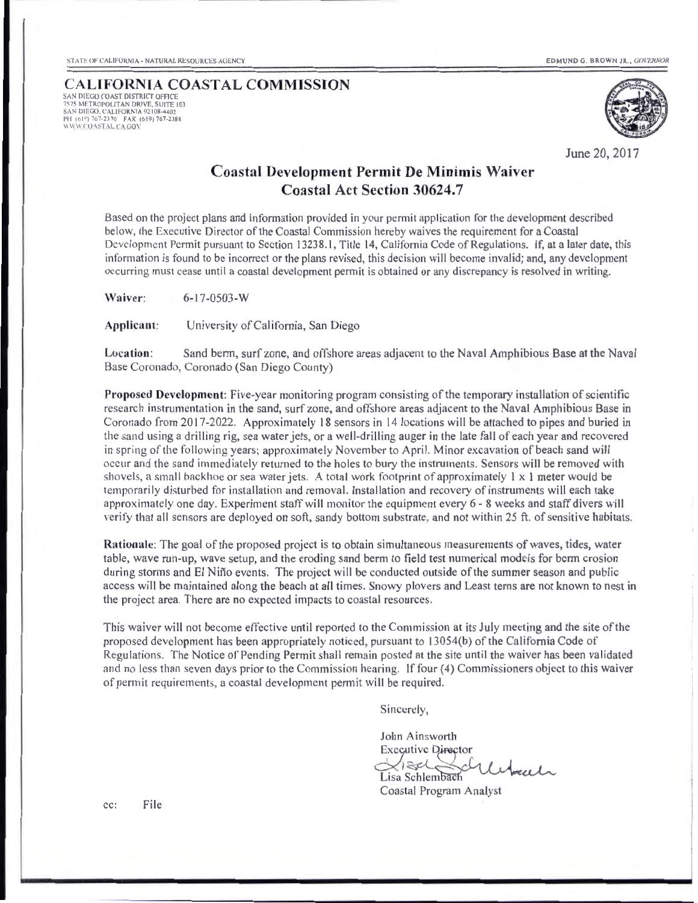STATE OF CALIFORNIA - NATURAL RESOURCES AGENCY

EDMUND G. BROWN JR., *GOVERNOR*

# CALIFORNIA COASTAL COMMISSION

SAN DIEGO COAST DISTRICT OFFICE
7575 METROPOLITAN DRIVE, SUITE 103
SAN DIEGO, CALIFORNIA 92108-4402
PH (619) 767-2370 FAX (619) 767-2384
WWW.COASTAL.CA.GOV

June 20, 2017

## Coastal Development Permit De Minimis Waiver
## Coastal Act Section 30624.7

Based on the project plans and information provided in your permit application for the development described below, the Executive Director of the Coastal Commission hereby waives the requirement for a Coastal Development Permit pursuant to Section 13238.1, Title 14, California Code of Regulations. If, at a later date, this information is found to be incorrect or the plans revised, this decision will become invalid; and, any development occurring must cease until a coastal development permit is obtained or any discrepancy is resolved in writing.

**Waiver:** 6-17-0503-W

**Applicant:** University of California, San Diego

**Location:** Sand berm, surf zone, and offshore areas adjacent to the Naval Amphibious Base at the Naval Base Coronado, Coronado (San Diego County)

**Proposed Development**: Five-year monitoring program consisting of the temporary installation of scientific research instrumentation in the sand, surf zone, and offshore areas adjacent to the Naval Amphibious Base in Coronado from 2017-2022. Approximately 18 sensors in 14 locations will be attached to pipes and buried in the sand using a drilling rig, sea water jets, or a well-drilling auger in the late fall of each year and recovered in spring of the following years; approximately November to April. Minor excavation of beach sand will occur and the sand immediately returned to the holes to bury the instruments. Sensors will be removed with shovels, a small backhoe or sea water jets. A total work footprint of approximately 1 x 1 meter would be temporarily disturbed for installation and removal. Installation and recovery of instruments will each take approximately one day. Experiment staff will monitor the equipment every 6 - 8 weeks and staff divers will verify that all sensors are deployed on soft, sandy bottom substrate, and not within 25 ft. of sensitive habitats.

**Rationale**: The goal of the proposed project is to obtain simultaneous measurements of waves, tides, water table, wave run-up, wave setup, and the eroding sand berm to field test numerical models for berm erosion during storms and El Niño events. The project will be conducted outside of the summer season and public access will be maintained along the beach at all times. Snowy plovers and Least terns are not known to nest in the project area. There are no expected impacts to coastal resources.

This waiver will not become effective until reported to the Commission at its July meeting and the site of the proposed development has been appropriately noticed, pursuant to 13054(b) of the California Code of Regulations. The Notice of Pending Permit shall remain posted at the site until the waiver has been validated and no less than seven days prior to the Commission hearing. If four (4) Commissioners object to this waiver of permit requirements, a coastal development permit will be required.

Sincerely,

John Ainsworth
Executive Director

Lisa Schlembach
Coastal Program Analyst

cc: File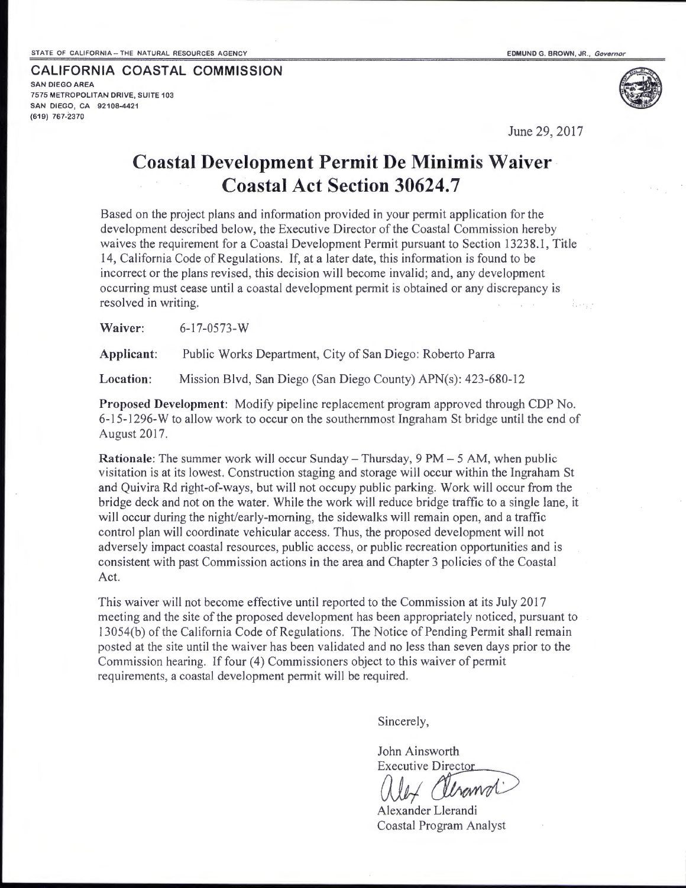STATE OF CALIFORNIA – THE NATURAL RESOURCES AGENCY

EDMUND G. BROWN, JR., *Governor*

**CALIFORNIA COASTAL COMMISSION**
SAN DIEGO AREA
7575 METROPOLITAN DRIVE, SUITE 103
SAN DIEGO, CA 92108-4421
(619) 767-2370

June 29, 2017

# Coastal Development Permit De Minimis Waiver Coastal Act Section 30624.7

Based on the project plans and information provided in your permit application for the development described below, the Executive Director of the Coastal Commission hereby waives the requirement for a Coastal Development Permit pursuant to Section 13238.1, Title 14, California Code of Regulations. If, at a later date, this information is found to be incorrect or the plans revised, this decision will become invalid; and, any development occurring must cease until a coastal development permit is obtained or any discrepancy is resolved in writing.

**Waiver:** 6-17-0573-W

**Applicant:** Public Works Department, City of San Diego: Roberto Parra

**Location:** Mission Blvd, San Diego (San Diego County) APN(s): 423-680-12

**Proposed Development**: Modify pipeline replacement program approved through CDP No. 6-15-1296-W to allow work to occur on the southernmost Ingraham St bridge until the end of August 2017.

**Rationale**: The summer work will occur Sunday – Thursday, 9 PM – 5 AM, when public visitation is at its lowest. Construction staging and storage will occur within the Ingraham St and Quivira Rd right-of-ways, but will not occupy public parking. Work will occur from the bridge deck and not on the water. While the work will reduce bridge traffic to a single lane, it will occur during the night/early-morning, the sidewalks will remain open, and a traffic control plan will coordinate vehicular access. Thus, the proposed development will not adversely impact coastal resources, public access, or public recreation opportunities and is consistent with past Commission actions in the area and Chapter 3 policies of the Coastal Act.

This waiver will not become effective until reported to the Commission at its July 2017 meeting and the site of the proposed development has been appropriately noticed, pursuant to 13054(b) of the California Code of Regulations. The Notice of Pending Permit shall remain posted at the site until the waiver has been validated and no less than seven days prior to the Commission hearing. If four (4) Commissioners object to this waiver of permit requirements, a coastal development permit will be required.

Sincerely,

John Ainsworth
Executive Director

Alexander Llerandi
Coastal Program Analyst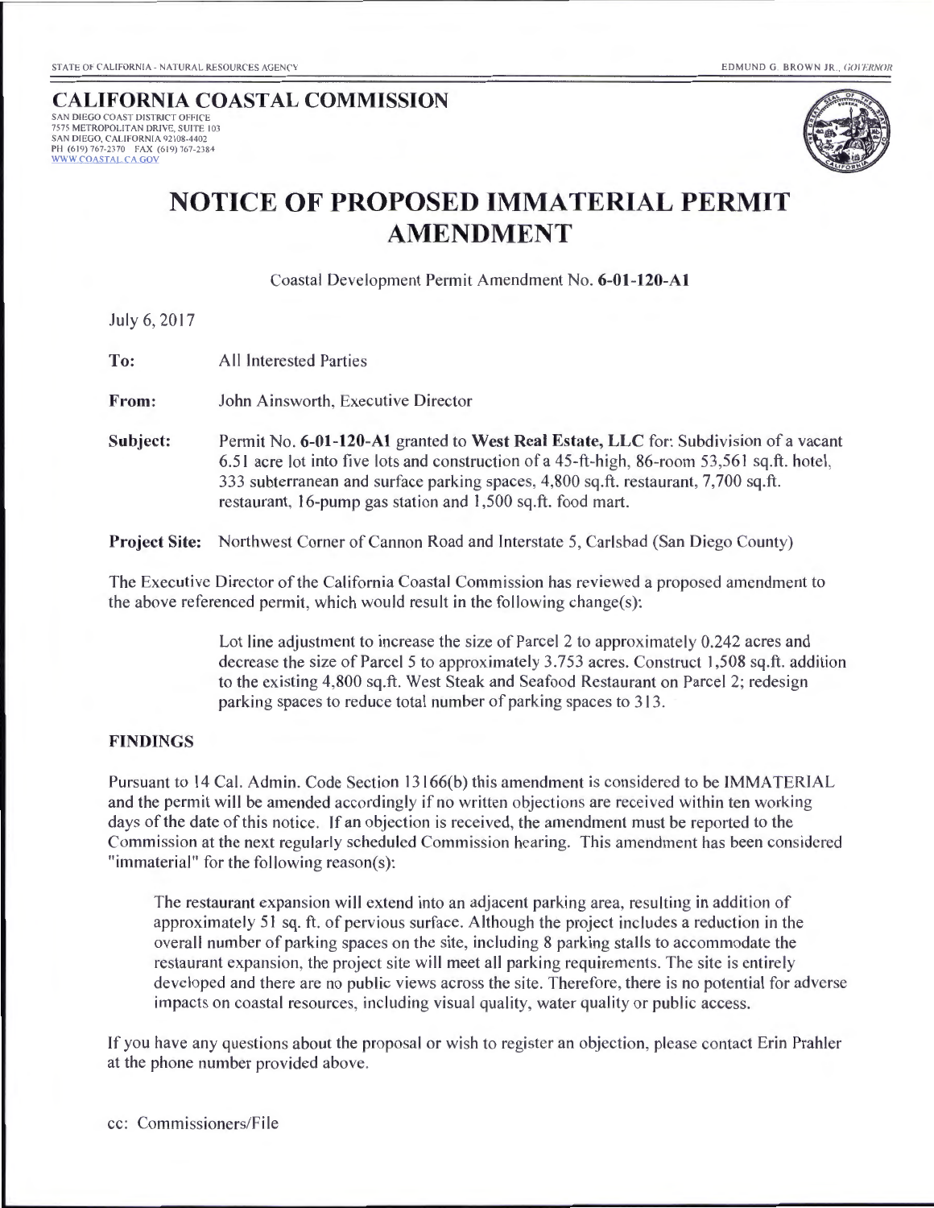STATE OF CALIFORNIA - NATURAL RESOURCES AGENCY

EDMUND G. BROWN JR., *GOVERNOR*

**CALIFORNIA COASTAL COMMISSION**
SAN DIEGO COAST DISTRICT OFFICE
7575 METROPOLITAN DRIVE, SUITE 103
SAN DIEGO, CALIFORNIA 92108-4402
PH (619) 767-2370 FAX (619) 767-2384
WWW.COASTAL.CA.GOV

# NOTICE OF PROPOSED IMMATERIAL PERMIT AMENDMENT

Coastal Development Permit Amendment No. **6-01-120-A1**

July 6, 2017

**To:** All Interested Parties

**From:** John Ainsworth, Executive Director

**Subject:** Permit No. **6-01-120-A1** granted to **West Real Estate, LLC** for: Subdivision of a vacant 6.51 acre lot into five lots and construction of a 45-ft-high, 86-room 53,561 sq.ft. hotel, 333 subterranean and surface parking spaces, 4,800 sq.ft. restaurant, 7,700 sq.ft. restaurant, 16-pump gas station and 1,500 sq.ft. food mart.

**Project Site:** Northwest Corner of Cannon Road and Interstate 5, Carlsbad (San Diego County)

The Executive Director of the California Coastal Commission has reviewed a proposed amendment to the above referenced permit, which would result in the following change(s):

> Lot line adjustment to increase the size of Parcel 2 to approximately 0.242 acres and decrease the size of Parcel 5 to approximately 3.753 acres. Construct 1,508 sq.ft. addition to the existing 4,800 sq.ft. West Steak and Seafood Restaurant on Parcel 2; redesign parking spaces to reduce total number of parking spaces to 313.

## FINDINGS

Pursuant to 14 Cal. Admin. Code Section 13166(b) this amendment is considered to be IMMATERIAL and the permit will be amended accordingly if no written objections are received within ten working days of the date of this notice. If an objection is received, the amendment must be reported to the Commission at the next regularly scheduled Commission hearing. This amendment has been considered "immaterial" for the following reason(s):

> The restaurant expansion will extend into an adjacent parking area, resulting in addition of approximately 51 sq. ft. of pervious surface. Although the project includes a reduction in the overall number of parking spaces on the site, including 8 parking stalls to accommodate the restaurant expansion, the project site will meet all parking requirements. The site is entirely developed and there are no public views across the site. Therefore, there is no potential for adverse impacts on coastal resources, including visual quality, water quality or public access.

If you have any questions about the proposal or wish to register an objection, please contact Erin Prahler at the phone number provided above.

cc: Commissioners/File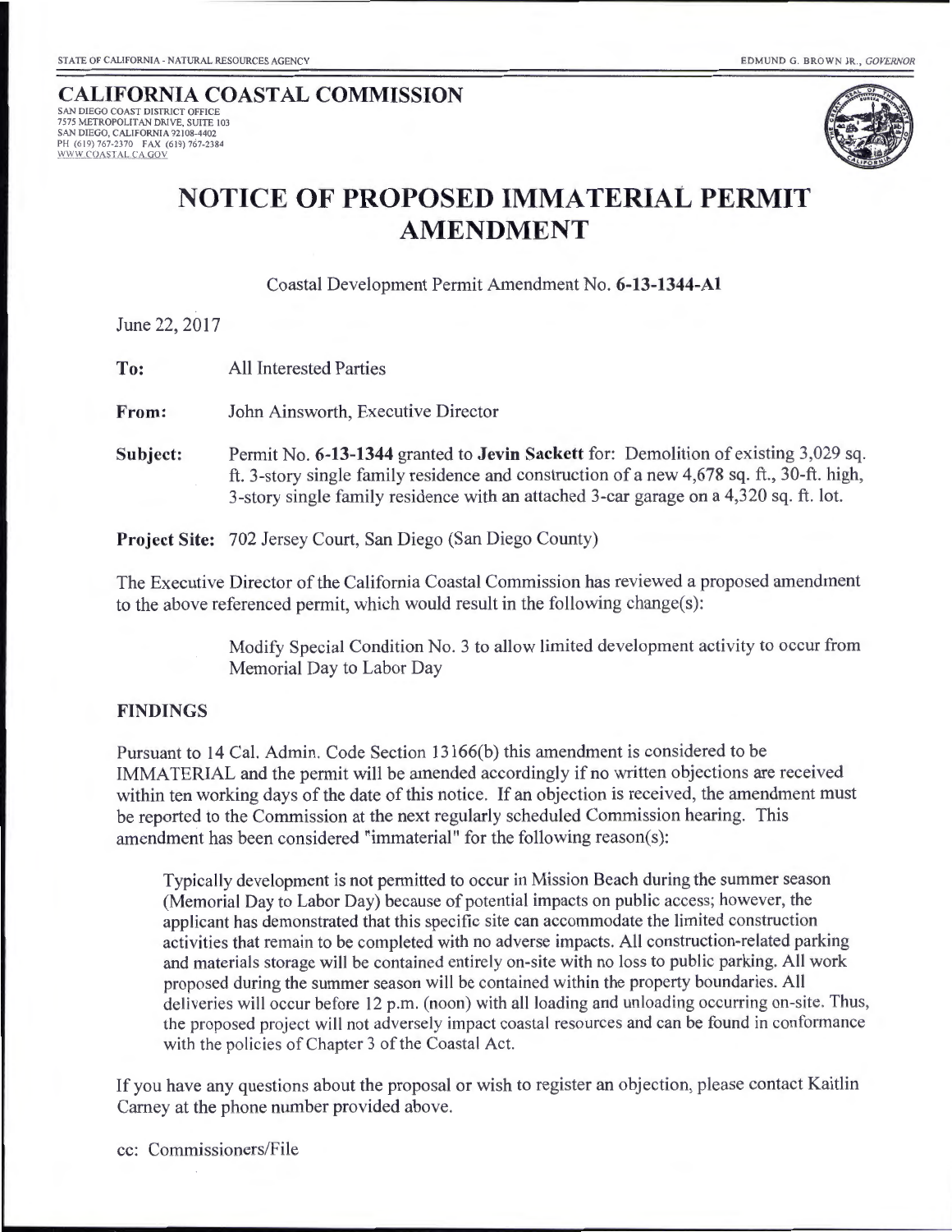STATE OF CALIFORNIA - NATURAL RESOURCES AGENCY

EDMUND G. BROWN JR., *GOVERNOR*

**CALIFORNIA COASTAL COMMISSION**
SAN DIEGO COAST DISTRICT OFFICE
7575 METROPOLITAN DRIVE, SUITE 103
SAN DIEGO, CALIFORNIA 92108-4402
PH (619) 767-2370 FAX (619) 767-2384
WWW.COASTAL.CA.GOV

# NOTICE OF PROPOSED IMMATERIAL PERMIT AMENDMENT

Coastal Development Permit Amendment No. **6-13-1344-A1**

June 22, 2017

**To:** All Interested Parties

**From:** John Ainsworth, Executive Director

**Subject:** Permit No. **6-13-1344** granted to **Jevin Sackett** for: Demolition of existing 3,029 sq. ft. 3-story single family residence and construction of a new 4,678 sq. ft., 30-ft. high, 3-story single family residence with an attached 3-car garage on a 4,320 sq. ft. lot.

**Project Site:** 702 Jersey Court, San Diego (San Diego County)

The Executive Director of the California Coastal Commission has reviewed a proposed amendment to the above referenced permit, which would result in the following change(s):

> Modify Special Condition No. 3 to allow limited development activity to occur from Memorial Day to Labor Day

## FINDINGS

Pursuant to 14 Cal. Admin. Code Section 13166(b) this amendment is considered to be IMMATERIAL and the permit will be amended accordingly if no written objections are received within ten working days of the date of this notice. If an objection is received, the amendment must be reported to the Commission at the next regularly scheduled Commission hearing. This amendment has been considered "immaterial" for the following reason(s):

> Typically development is not permitted to occur in Mission Beach during the summer season (Memorial Day to Labor Day) because of potential impacts on public access; however, the applicant has demonstrated that this specific site can accommodate the limited construction activities that remain to be completed with no adverse impacts. All construction-related parking and materials storage will be contained entirely on-site with no loss to public parking. All work proposed during the summer season will be contained within the property boundaries. All deliveries will occur before 12 p.m. (noon) with all loading and unloading occurring on-site. Thus, the proposed project will not adversely impact coastal resources and can be found in conformance with the policies of Chapter 3 of the Coastal Act.

If you have any questions about the proposal or wish to register an objection, please contact Kaitlin Carney at the phone number provided above.

cc: Commissioners/File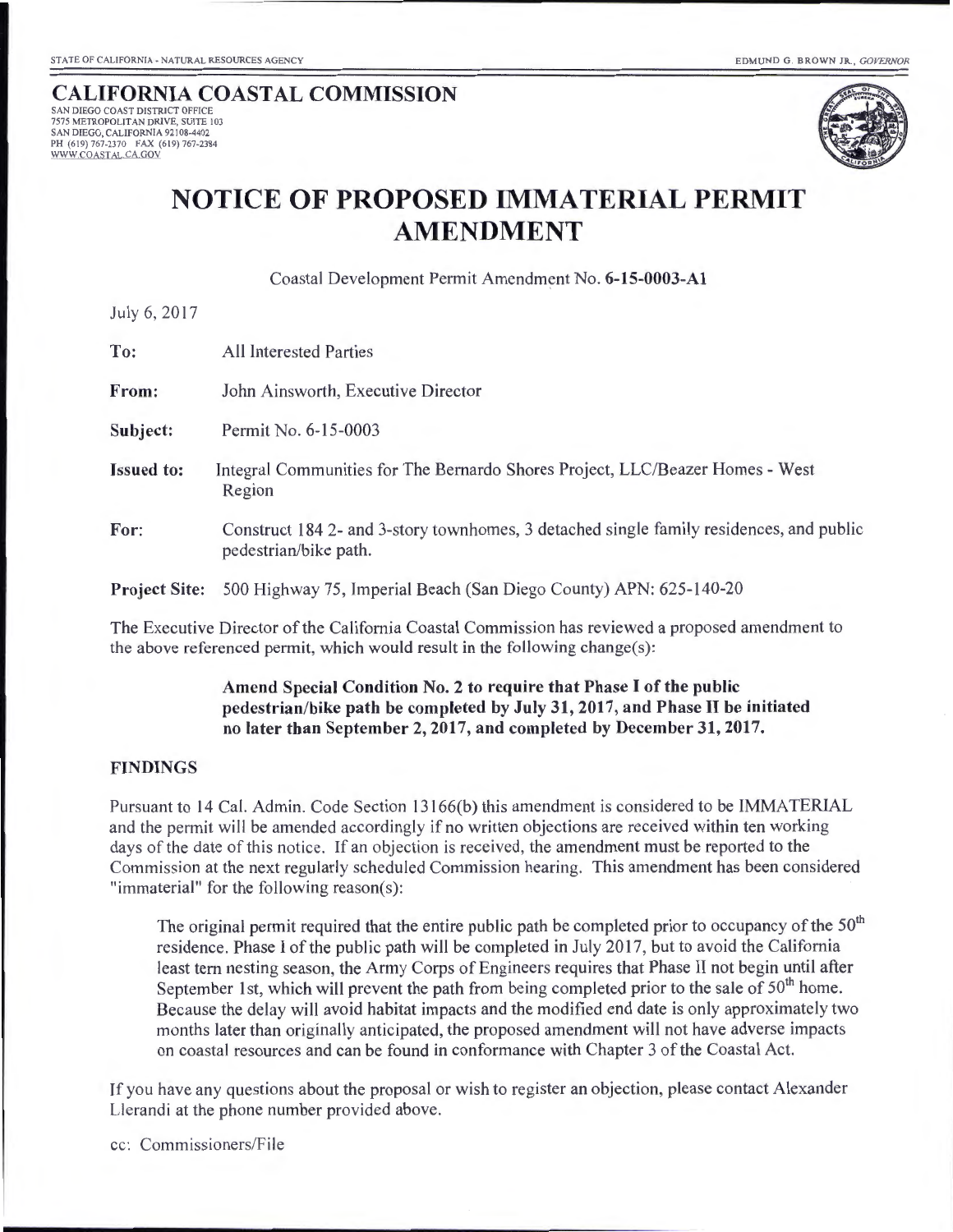STATE OF CALIFORNIA - NATURAL RESOURCES AGENCY EDMUND G. BROWN JR., *GOVERNOR*

**CALIFORNIA COASTAL COMMISSION**
SAN DIEGO COAST DISTRICT OFFICE
7575 METROPOLITAN DRIVE, SUITE 103
SAN DIEGO, CALIFORNIA 92108-4402
PH (619) 767-2370 FAX (619) 767-2384
WWW.COASTAL.CA.GOV

# NOTICE OF PROPOSED IMMATERIAL PERMIT AMENDMENT

Coastal Development Permit Amendment No. **6-15-0003-A1**

July 6, 2017

**To:** All Interested Parties

**From:** John Ainsworth, Executive Director

**Subject:** Permit No. 6-15-0003

**Issued to:** Integral Communities for The Bernardo Shores Project, LLC/Beazer Homes - West Region

**For:** Construct 184 2- and 3-story townhomes, 3 detached single family residences, and public pedestrian/bike path.

**Project Site:** 500 Highway 75, Imperial Beach (San Diego County) APN: 625-140-20

The Executive Director of the California Coastal Commission has reviewed a proposed amendment to the above referenced permit, which would result in the following change(s):

> **Amend Special Condition No. 2 to require that Phase I of the public pedestrian/bike path be completed by July 31, 2017, and Phase II be initiated no later than September 2, 2017, and completed by December 31, 2017.**

## FINDINGS

Pursuant to 14 Cal. Admin. Code Section 13166(b) this amendment is considered to be IMMATERIAL and the permit will be amended accordingly if no written objections are received within ten working days of the date of this notice. If an objection is received, the amendment must be reported to the Commission at the next regularly scheduled Commission hearing. This amendment has been considered "immaterial" for the following reason(s):

> The original permit required that the entire public path be completed prior to occupancy of the 50th residence. Phase I of the public path will be completed in July 2017, but to avoid the California least tern nesting season, the Army Corps of Engineers requires that Phase II not begin until after September 1st, which will prevent the path from being completed prior to the sale of 50th home. Because the delay will avoid habitat impacts and the modified end date is only approximately two months later than originally anticipated, the proposed amendment will not have adverse impacts on coastal resources and can be found in conformance with Chapter 3 of the Coastal Act.

If you have any questions about the proposal or wish to register an objection, please contact Alexander Llerandi at the phone number provided above.

cc: Commissioners/File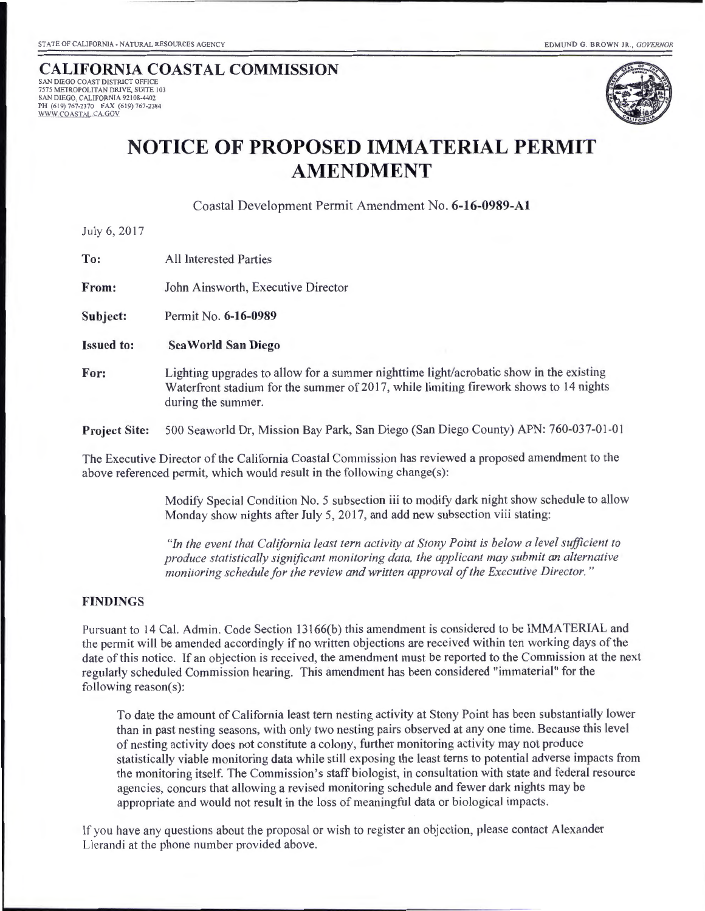STATE OF CALIFORNIA - NATURAL RESOURCES AGENCY

EDMUND G. BROWN JR., *GOVERNOR*

**CALIFORNIA COASTAL COMMISSION**

SAN DIEGO COAST DISTRICT OFFICE
7575 METROPOLITAN DRIVE, SUITE 103
SAN DIEGO, CALIFORNIA 92108-4402
PH (619) 767-2370 FAX (619) 767-2384
WWW.COASTAL.CA.GOV

# NOTICE OF PROPOSED IMMATERIAL PERMIT AMENDMENT

Coastal Development Permit Amendment No. **6-16-0989-A1**

July 6, 2017

**To:** All Interested Parties

**From:** John Ainsworth, Executive Director

**Subject:** Permit No. **6-16-0989**

**Issued to:** **SeaWorld San Diego**

**For:** Lighting upgrades to allow for a summer nighttime light/acrobatic show in the existing Waterfront stadium for the summer of 2017, while limiting firework shows to 14 nights during the summer.

**Project Site:** 500 Seaworld Dr, Mission Bay Park, San Diego (San Diego County) APN: 760-037-01-01

The Executive Director of the California Coastal Commission has reviewed a proposed amendment to the above referenced permit, which would result in the following change(s):

> Modify Special Condition No. 5 subsection iii to modify dark night show schedule to allow Monday show nights after July 5, 2017, and add new subsection viii stating:
>
> *"In the event that California least tern activity at Stony Point is below a level sufficient to produce statistically significant monitoring data, the applicant may submit an alternative monitoring schedule for the review and written approval of the Executive Director."*

### FINDINGS

Pursuant to 14 Cal. Admin. Code Section 13166(b) this amendment is considered to be IMMATERIAL and the permit will be amended accordingly if no written objections are received within ten working days of the date of this notice. If an objection is received, the amendment must be reported to the Commission at the next regularly scheduled Commission hearing. This amendment has been considered "immaterial" for the following reason(s):

> To date the amount of California least tern nesting activity at Stony Point has been substantially lower than in past nesting seasons, with only two nesting pairs observed at any one time. Because this level of nesting activity does not constitute a colony, further monitoring activity may not produce statistically viable monitoring data while still exposing the least terns to potential adverse impacts from the monitoring itself. The Commission's staff biologist, in consultation with state and federal resource agencies, concurs that allowing a revised monitoring schedule and fewer dark nights may be appropriate and would not result in the loss of meaningful data or biological impacts.

If you have any questions about the proposal or wish to register an objection, please contact Alexander Llerandi at the phone number provided above.